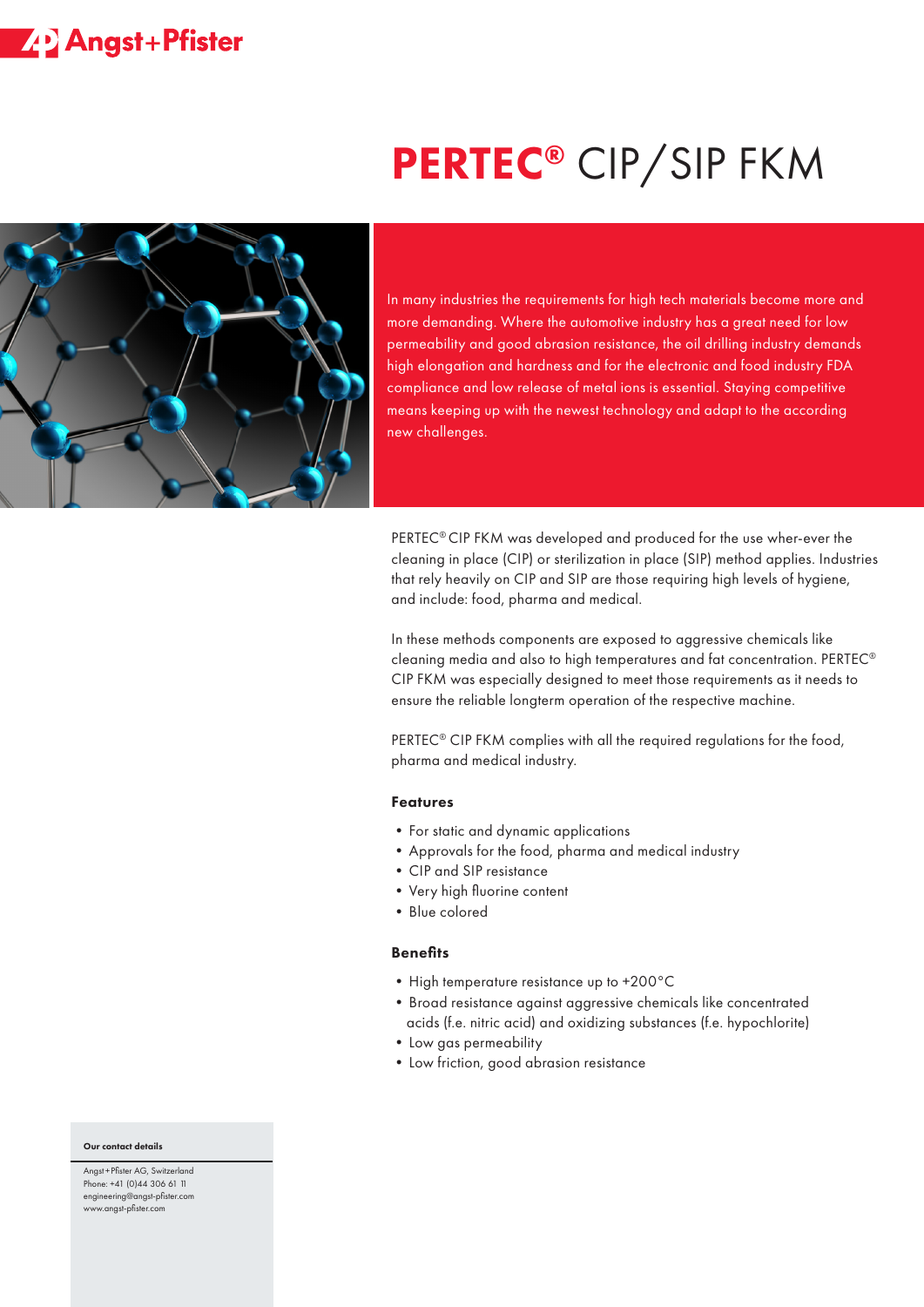# PERTEC® CIP/SIP FKM

In many industries the requirements for high tech materials become more and more demanding. Where the automotive industry has a great need for low permeability and good abrasion resistance, the oil drilling industry demands high elongation and hardness and for the electronic and food industry FDA compliance and low release of metal ions is essential. Staying competitive means keeping up with the newest technology and adapt to the according new challenges.

PERTEC® CIP FKM was developed and produced for the use wher-ever the cleaning in place (CIP) or sterilization in place (SIP) method applies. Industries that rely heavily on CIP and SIP are those requiring high levels of hygiene, and include: food, pharma and medical.

In these methods components are exposed to aggressive chemicals like cleaning media and also to high temperatures and fat concentration. PERTEC® CIP FKM was especially designed to meet those requirements as it needs to ensure the reliable longterm operation of the respective machine.

PERTEC® CIP FKM complies with all the required regulations for the food, pharma and medical industry.

### Features

- For static and dynamic applications
- Approvals for the food, pharma and medical industry
- CIP and SIP resistance
- Very high fluorine content
- Blue colored

### Benefits

- High temperature resistance up to +200°C
- Broad resistance against aggressive chemicals like concentrated acids (f.e. nitric acid) and oxidizing substances (f.e. hypochlorite)
- Low gas permeability
- Low friction, good abrasion resistance

**Our contact details**

Angst+Pfister AG, Switzerland
Phone: +41 (0)44 306 61 11
engineering@angst-pfister.com
www.angst-pfister.com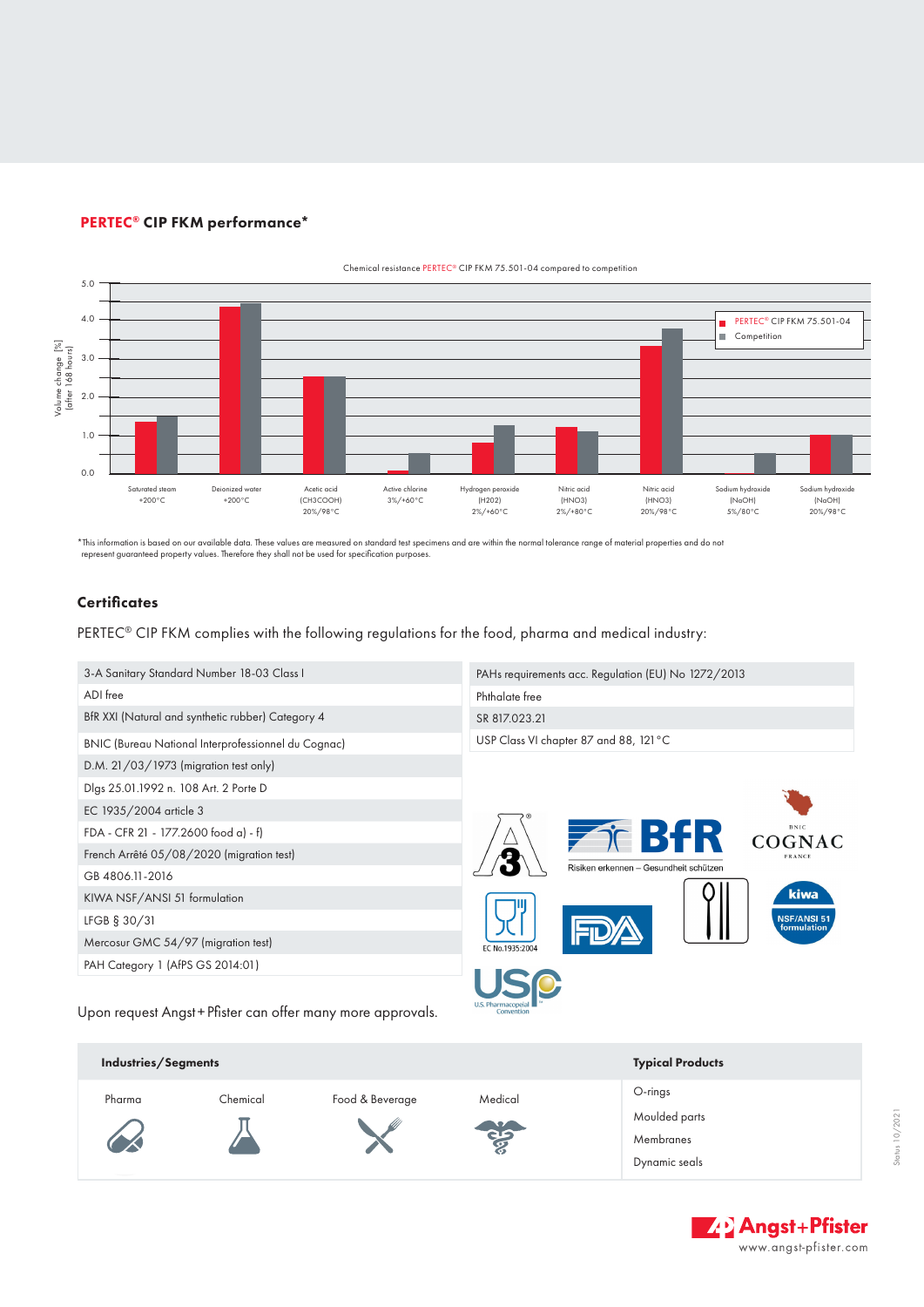## PERTEC® CIP FKM performance*

Chemical resistance PERTEC® CIP FKM 75.501-04 compared to competition

Volume change [%] (after 168 hours)

5.0
4.0
3.0
2.0
1.0
0.0

PERTEC® CIP FKM 75.501-04
Competition

Saturated steam +200 °C
Deionized water +200 °C
Acetic acid (CH3COOH) 20%/98 °C
Active chlorine 3%/+60 °C
Hydrogen peroxide (H2O2) 2%/+60 °C
Nitric acid (HNO3) 2%/+80 °C
Nitric acid (HNO3) 20%/98 °C
Sodium hydroxide (NaOH) 5%/80 °C
Sodium hydroxide (NaOH) 20%/98 °C

*This information is based on our available data. These values are measured on standard test specimens and are within the normal tolerance range of material properties and do not represent guaranteed property values. Therefore they shall not be used for specification purposes.

### Certificates

PERTEC® CIP FKM complies with the following regulations for the food, pharma and medical industry:

| | |
|---|---|
| 3-A Sanitary Standard Number 18-03 Class I | PAHs requirements acc. Regulation (EU) No 1272/2013 |
| ADI free | Phthalate free |
| BfR XXI (Natural and synthetic rubber) Category 4 | SR 817.023.21 |
| BNIC (Bureau National Interprofessionnel du Cognac) | USP Class VI chapter 87 and 88, 121 °C |
| D.M. 21/03/1973 (migration test only) | |
| Dlgs 25.01.1992 n. 108 Art. 2 Porte D | |
| EC 1935/2004 article 3 | |
| FDA - CFR 21 - 177.2600 food a) - f) | |
| French Arrêté 05/08/2020 (migration test) | |
| GB 4806.11-2016 | |
| KIWA NSF/ANSI 51 formulation | |
| LFGB § 30/31 | |
| Mercosur GMC 54/97 (migration test) | |
| PAH Category 1 (AfPS GS 2014:01) | |

Upon request Angst+Pfister can offer many more approvals.

| Industries/Segments | | | | Typical Products |
|---|---|---|---|---|
| Pharma | Chemical | Food & Beverage | Medical | O-rings<br>Moulded parts<br>Membranes<br>Dynamic seals |

Angst+Pfister
www.angst-pfister.com